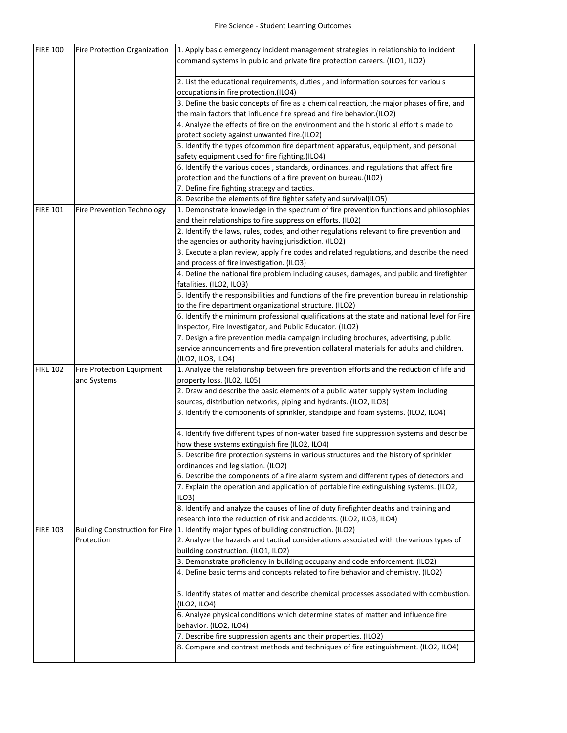# Fire Science - Student Learning Outcomes

| | | |
|---|---|---|
| FIRE 100 | Fire Protection Organization | 1. Apply basic emergency incident management strategies in relationship to incident command systems in public and private fire protection careers. (ILO1, ILO2) |
| | | 2. List the educational requirements, duties , and information sources for variou s occupations in fire protection.(ILO4) |
| | | 3. Define the basic concepts of fire as a chemical reaction, the major phases of fire, and the main factors that influence fire spread and fire behavior.(ILO2) |
| | | 4. Analyze the effects of fire on the environment and the historic al effort s made to protect society against unwanted fire.(ILO2) |
| | | 5. Identify the types ofcommon fire department apparatus, equipment, and personal safety equipment used for fire fighting.(ILO4) |
| | | 6. Identify the various codes , standards, ordinances, and regulations that affect fire protection and the functions of a fire prevention bureau.(IL02) |
| | | 7. Define fire fighting strategy and tactics. |
| | | 8. Describe the elements of fire fighter safety and survival(ILO5) |
| FIRE 101 | Fire Prevention Technology | 1. Demonstrate knowledge in the spectrum of fire prevention functions and philosophies and their relationships to fire suppression efforts. (IL02) |
| | | 2. Identify the laws, rules, codes, and other regulations relevant to fire prevention and the agencies or authority having jurisdiction. (ILO2) |
| | | 3. Execute a plan review, apply fire codes and related regulations, and describe the need and process of fire investigation. (ILO3) |
| | | 4. Define the national fire problem including causes, damages, and public and firefighter fatalities. (ILO2, ILO3) |
| | | 5. Identify the responsibilities and functions of the fire prevention bureau in relationship to the fire department organizational structure. (ILO2) |
| | | 6. Identify the minimum professional qualifications at the state and national level for Fire Inspector, Fire Investigator, and Public Educator. (ILO2) |
| | | 7. Design a fire prevention media campaign including brochures, advertising, public service announcements and fire prevention collateral materials for adults and children. (ILO2, ILO3, ILO4) |
| FIRE 102 | Fire Protection Equipment and Systems | 1. Analyze the relationship between fire prevention efforts and the reduction of life and property loss. (IL02, IL05) |
| | | 2. Draw and describe the basic elements of a public water supply system including sources, distribution networks, piping and hydrants. (ILO2, ILO3) |
| | | 3. Identify the components of sprinkler, standpipe and foam systems. (ILO2, ILO4) |
| | | 4. Identify five different types of non-water based fire suppression systems and describe how these systems extinguish fire (ILO2, ILO4) |
| | | 5. Describe fire protection systems in various structures and the history of sprinkler ordinances and legislation. (ILO2) |
| | | 6. Describe the components of a fire alarm system and different types of detectors and |
| | | 7. Explain the operation and application of portable fire extinguishing systems. (ILO2, ILO3) |
| | | 8. Identify and analyze the causes of line of duty firefighter deaths and training and research into the reduction of risk and accidents. (ILO2, ILO3, ILO4) |
| FIRE 103 | Building Construction for Fire Protection | 1. Identify major types of building construction. (ILO2) |
| | | 2. Analyze the hazards and tactical considerations associated with the various types of building construction. (ILO1, ILO2) |
| | | 3. Demonstrate proficiency in building occupany and code enforcement. (ILO2) |
| | | 4. Define basic terms and concepts related to fire behavior and chemistry. (ILO2) |
| | | 5. Identify states of matter and describe chemical processes associated with combustion. (ILO2, ILO4) |
| | | 6. Analyze physical conditions which determine states of matter and influence fire behavior. (ILO2, ILO4) |
| | | 7. Describe fire suppression agents and their properties. (ILO2) |
| | | 8. Compare and contrast methods and techniques of fire extinguishment. (ILO2, ILO4) |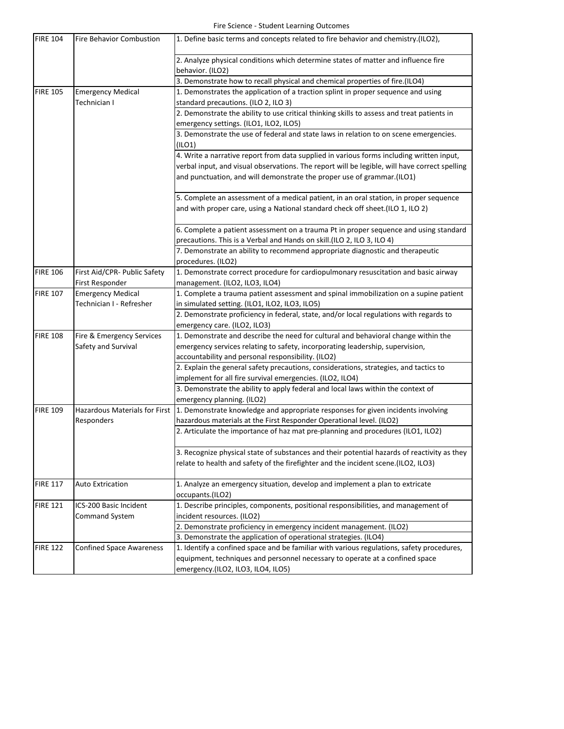Fire Science - Student Learning Outcomes

| | | |
|---|---|---|
| FIRE 104 | Fire Behavior Combustion | 1. Define basic terms and concepts related to fire behavior and chemistry.(ILO2), |
| | | 2. Analyze physical conditions which determine states of matter and influence fire behavior. (ILO2) |
| | | 3. Demonstrate how to recall physical and chemical properties of fire.(ILO4) |
| FIRE 105 | Emergency Medical Technician I | 1. Demonstrates the application of a traction splint in proper sequence and using standard precautions. (ILO 2, ILO 3) |
| | | 2. Demonstrate the ability to use critical thinking skills to assess and treat patients in emergency settings. (ILO1, ILO2, ILO5) |
| | | 3. Demonstrate the use of federal and state laws in relation to on scene emergencies. (ILO1) |
| | | 4. Write a narrative report from data supplied in various forms including written input, verbal input, and visual observations. The report will be legible, will have correct spelling and punctuation, and will demonstrate the proper use of grammar.(ILO1) |
| | | 5. Complete an assessment of a medical patient, in an oral station, in proper sequence and with proper care, using a National standard check off sheet.(ILO 1, ILO 2) |
| | | 6. Complete a patient assessment on a trauma Pt in proper sequence and using standard precautions. This is a Verbal and Hands on skill.(ILO 2, ILO 3, ILO 4) |
| | | 7. Demonstrate an ability to recommend appropriate diagnostic and therapeutic procedures. (ILO2) |
| FIRE 106 | First Aid/CPR- Public Safety First Responder | 1. Demonstrate correct procedure for cardiopulmonary resuscitation and basic airway management. (ILO2, ILO3, ILO4) |
| FIRE 107 | Emergency Medical Technician I - Refresher | 1. Complete a trauma patient assessment and spinal immobilization on a supine patient in simulated setting. (ILO1, ILO2, ILO3, ILO5) |
| | | 2. Demonstrate proficiency in federal, state, and/or local regulations with regards to emergency care. (ILO2, ILO3) |
| FIRE 108 | Fire & Emergency Services Safety and Survival | 1. Demonstrate and describe the need for cultural and behavioral change within the emergency services relating to safety, incorporating leadership, supervision, accountability and personal responsibility. (ILO2) |
| | | 2. Explain the general safety precautions, considerations, strategies, and tactics to implement for all fire survival emergencies. (ILO2, ILO4) |
| | | 3. Demonstrate the ability to apply federal and local laws within the context of emergency planning. (ILO2) |
| FIRE 109 | Hazardous Materials for First Responders | 1. Demonstrate knowledge and appropriate responses for given incidents involving hazardous materials at the First Responder Operational level. (ILO2) |
| | | 2. Articulate the importance of haz mat pre-planning and procedures (ILO1, ILO2) |
| | | 3. Recognize physical state of substances and their potential hazards of reactivity as they relate to health and safety of the firefighter and the incident scene.(ILO2, ILO3) |
| FIRE 117 | Auto Extrication | 1. Analyze an emergency situation, develop and implement a plan to extricate occupants.(ILO2) |
| FIRE 121 | ICS-200 Basic Incident Command System | 1. Describe principles, components, positional responsibilities, and management of incident resources. (ILO2) |
| | | 2. Demonstrate proficiency in emergency incident management. (ILO2) |
| | | 3. Demonstrate the application of operational strategies. (ILO4) |
| FIRE 122 | Confined Space Awareness | 1. Identify a confined space and be familiar with various regulations, safety procedures, equipment, techniques and personnel necessary to operate at a confined space emergency.(ILO2, ILO3, ILO4, ILO5) |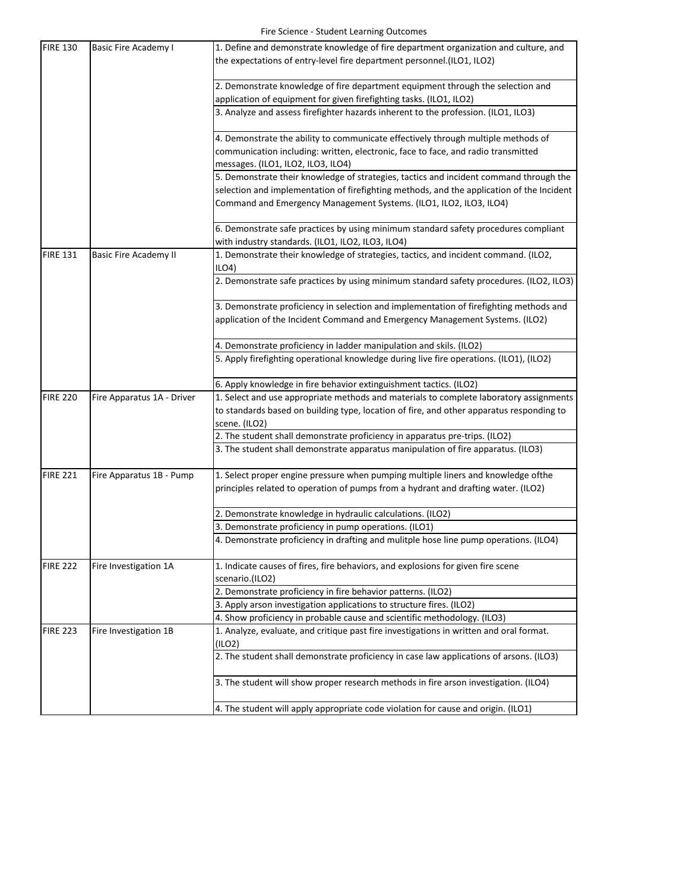| | | |
|---|---|---|
| FIRE 130 | Basic Fire Academy I | 1. Define and demonstrate knowledge of fire department organization and culture, and the expectations of entry-level fire department personnel.(ILO1, ILO2) |
| | | 2. Demonstrate knowledge of fire department equipment through the selection and application of equipment for given firefighting tasks. (ILO1, ILO2) |
| | | 3. Analyze and assess firefighter hazards inherent to the profession. (ILO1, ILO3) |
| | | 4. Demonstrate the ability to communicate effectively through multiple methods of communication including: written, electronic, face to face, and radio transmitted messages. (ILO1, ILO2, ILO3, ILO4) |
| | | 5. Demonstrate their knowledge of strategies, tactics and incident command through the selection and implementation of firefighting methods, and the application of the Incident Command and Emergency Management Systems. (ILO1, ILO2, ILO3, ILO4) |
| | | 6. Demonstrate safe practices by using minimum standard safety procedures compliant with industry standards. (ILO1, ILO2, ILO3, ILO4) |
| FIRE 131 | Basic Fire Academy II | 1. Demonstrate their knowledge of strategies, tactics, and incident command. (ILO2, ILO4) |
| | | 2. Demonstrate safe practices by using minimum standard safety procedures. (ILO2, ILO3) |
| | | 3. Demonstrate proficiency in selection and implementation of firefighting methods and application of the Incident Command and Emergency Management Systems. (ILO2) |
| | | 4. Demonstrate proficiency in ladder manipulation and skils. (ILO2) |
| | | 5. Apply firefighting operational knowledge during live fire operations. (ILO1), (ILO2) |
| | | 6. Apply knowledge in fire behavior extinguishment tactics. (ILO2) |
| FIRE 220 | Fire Apparatus 1A - Driver | 1. Select and use appropriate methods and materials to complete laboratory assignments to standards based on building type, location of fire, and other apparatus responding to scene. (ILO2) |
| | | 2. The student shall demonstrate proficiency in apparatus pre-trips. (ILO2) |
| | | 3. The student shall demonstrate apparatus manipulation of fire apparatus. (ILO3) |
| FIRE 221 | Fire Apparatus 1B - Pump | 1. Select proper engine pressure when pumping multiple liners and knowledge ofthe principles related to operation of pumps from a hydrant and drafting water. (ILO2) |
| | | 2. Demonstrate knowledge in hydraulic calculations. (ILO2) |
| | | 3. Demonstrate proficiency in pump operations. (ILO1) |
| | | 4. Demonstrate proficiency in drafting and mulitple hose line pump operations. (ILO4) |
| FIRE 222 | Fire Investigation 1A | 1. Indicate causes of fires, fire behaviors, and explosions for given fire scene scenario.(ILO2) |
| | | 2. Demonstrate proficiency in fire behavior patterns. (ILO2) |
| | | 3. Apply arson investigation applications to structure fires. (ILO2) |
| | | 4. Show proficiency in probable cause and scientific methodology. (ILO3) |
| FIRE 223 | Fire Investigation 1B | 1. Analyze, evaluate, and critique past fire investigations in written and oral format. (ILO2) |
| | | 2. The student shall demonstrate proficiency in case law applications of arsons. (ILO3) |
| | | 3. The student will show proper research methods in fire arson investigation. (ILO4) |
| | | 4. The student will apply appropriate code violation for cause and origin. (ILO1) |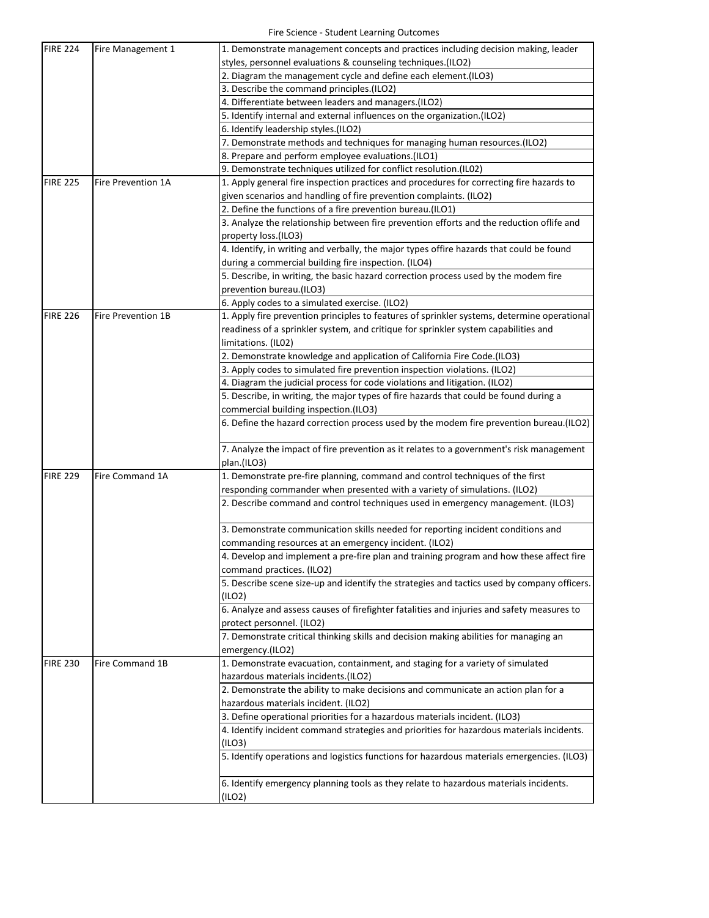Fire Science - Student Learning Outcomes

| | | |
|---|---|---|
| FIRE 224 | Fire Management 1 | 1. Demonstrate management concepts and practices including decision making, leader styles, personnel evaluations & counseling techniques.(ILO2) |
| | | 2. Diagram the management cycle and define each element.(ILO3) |
| | | 3. Describe the command principles.(ILO2) |
| | | 4. Differentiate between leaders and managers.(ILO2) |
| | | 5. Identify internal and external influences on the organization.(ILO2) |
| | | 6. Identify leadership styles.(ILO2) |
| | | 7. Demonstrate methods and techniques for managing human resources.(ILO2) |
| | | 8. Prepare and perform employee evaluations.(ILO1) |
| | | 9. Demonstrate techniques utilized for conflict resolution.(IL02) |
| FIRE 225 | Fire Prevention 1A | 1. Apply general fire inspection practices and procedures for correcting fire hazards to given scenarios and handling of fire prevention complaints. (ILO2) |
| | | 2. Define the functions of a fire prevention bureau.(ILO1) |
| | | 3. Analyze the relationship between fire prevention efforts and the reduction oflife and property loss.(ILO3) |
| | | 4. Identify, in writing and verbally, the major types offire hazards that could be found during a commercial building fire inspection. (ILO4) |
| | | 5. Describe, in writing, the basic hazard correction process used by the modem fire prevention bureau.(ILO3) |
| | | 6. Apply codes to a simulated exercise. (ILO2) |
| FIRE 226 | Fire Prevention 1B | 1. Apply fire prevention principles to features of sprinkler systems, determine operational readiness of a sprinkler system, and critique for sprinkler system capabilities and limitations. (IL02) |
| | | 2. Demonstrate knowledge and application of California Fire Code.(ILO3) |
| | | 3. Apply codes to simulated fire prevention inspection violations. (ILO2) |
| | | 4. Diagram the judicial process for code violations and litigation. (ILO2) |
| | | 5. Describe, in writing, the major types of fire hazards that could be found during a commercial building inspection.(ILO3) |
| | | 6. Define the hazard correction process used by the modem fire prevention bureau.(ILO2) |
| | | 7. Analyze the impact of fire prevention as it relates to a government's risk management plan.(ILO3) |
| FIRE 229 | Fire Command 1A | 1. Demonstrate pre-fire planning, command and control techniques of the first responding commander when presented with a variety of simulations. (ILO2) |
| | | 2. Describe command and control techniques used in emergency management. (ILO3) |
| | | 3. Demonstrate communication skills needed for reporting incident conditions and commanding resources at an emergency incident. (ILO2) |
| | | 4. Develop and implement a pre-fire plan and training program and how these affect fire command practices. (ILO2) |
| | | 5. Describe scene size-up and identify the strategies and tactics used by company officers. (ILO2) |
| | | 6. Analyze and assess causes of firefighter fatalities and injuries and safety measures to protect personnel. (ILO2) |
| | | 7. Demonstrate critical thinking skills and decision making abilities for managing an emergency.(ILO2) |
| FIRE 230 | Fire Command 1B | 1. Demonstrate evacuation, containment, and staging for a variety of simulated hazardous materials incidents.(ILO2) |
| | | 2. Demonstrate the ability to make decisions and communicate an action plan for a hazardous materials incident. (ILO2) |
| | | 3. Define operational priorities for a hazardous materials incident. (ILO3) |
| | | 4. Identify incident command strategies and priorities for hazardous materials incidents. (ILO3) |
| | | 5. Identify operations and logistics functions for hazardous materials emergencies. (ILO3) |
| | | 6. Identify emergency planning tools as they relate to hazardous materials incidents. (ILO2) |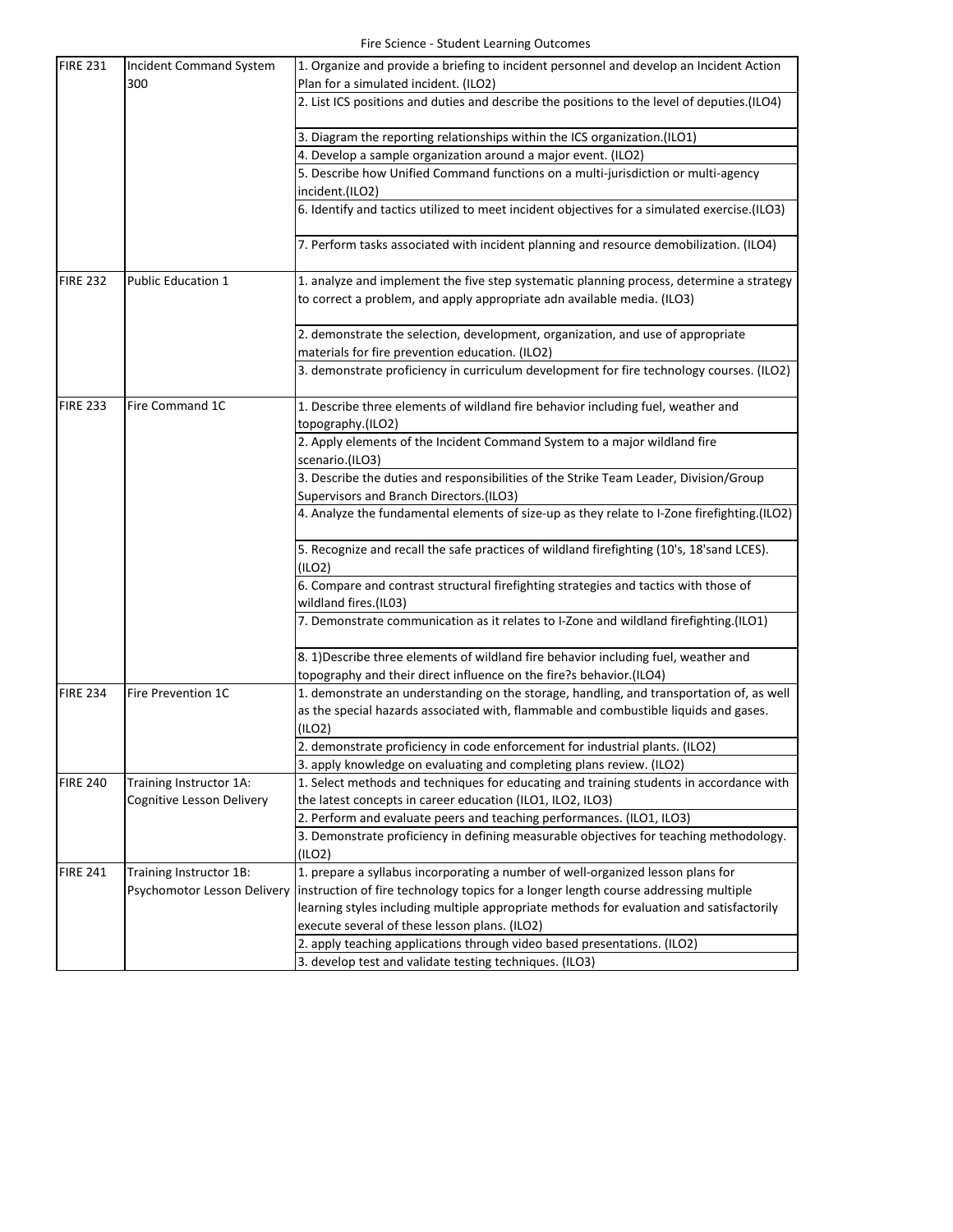Fire Science - Student Learning Outcomes

| | | |
|---|---|---|
| FIRE 231 | Incident Command System 300 | 1. Organize and provide a briefing to incident personnel and develop an Incident Action Plan for a simulated incident. (ILO2) |
| | | 2. List ICS positions and duties and describe the positions to the level of deputies.(ILO4) |
| | | 3. Diagram the reporting relationships within the ICS organization.(ILO1) |
| | | 4. Develop a sample organization around a major event. (ILO2) |
| | | 5. Describe how Unified Command functions on a multi-jurisdiction or multi-agency incident.(ILO2) |
| | | 6. Identify and tactics utilized to meet incident objectives for a simulated exercise.(ILO3) |
| | | 7. Perform tasks associated with incident planning and resource demobilization. (ILO4) |
| FIRE 232 | Public Education 1 | 1. analyze and implement the five step systematic planning process, determine a strategy to correct a problem, and apply appropriate adn available media. (ILO3) |
| | | 2. demonstrate the selection, development, organization, and use of appropriate materials for fire prevention education. (ILO2) |
| | | 3. demonstrate proficiency in curriculum development for fire technology courses. (ILO2) |
| FIRE 233 | Fire Command 1C | 1. Describe three elements of wildland fire behavior including fuel, weather and topography.(ILO2) |
| | | 2. Apply elements of the Incident Command System to a major wildland fire scenario.(ILO3) |
| | | 3. Describe the duties and responsibilities of the Strike Team Leader, Division/Group Supervisors and Branch Directors.(ILO3) |
| | | 4. Analyze the fundamental elements of size-up as they relate to I-Zone firefighting.(ILO2) |
| | | 5. Recognize and recall the safe practices of wildland firefighting (10's, 18'sand LCES). (ILO2) |
| | | 6. Compare and contrast structural firefighting strategies and tactics with those of wildland fires.(IL03) |
| | | 7. Demonstrate communication as it relates to I-Zone and wildland firefighting.(ILO1) |
| | | 8. 1)Describe three elements of wildland fire behavior including fuel, weather and topography and their direct influence on the fire?s behavior.(ILO4) |
| FIRE 234 | Fire Prevention 1C | 1. demonstrate an understanding on the storage, handling, and transportation of, as well as the special hazards associated with, flammable and combustible liquids and gases. (ILO2) |
| | | 2. demonstrate proficiency in code enforcement for industrial plants. (ILO2) |
| | | 3. apply knowledge on evaluating and completing plans review. (ILO2) |
| FIRE 240 | Training Instructor 1A: Cognitive Lesson Delivery | 1. Select methods and techniques for educating and training students in accordance with the latest concepts in career education (ILO1, ILO2, ILO3) |
| | | 2. Perform and evaluate peers and teaching performances. (ILO1, ILO3) |
| | | 3. Demonstrate proficiency in defining measurable objectives for teaching methodology. (ILO2) |
| FIRE 241 | Training Instructor 1B: Psychomotor Lesson Delivery | 1. prepare a syllabus incorporating a number of well-organized lesson plans for instruction of fire technology topics for a longer length course addressing multiple learning styles including multiple appropriate methods for evaluation and satisfactorily execute several of these lesson plans. (ILO2) |
| | | 2. apply teaching applications through video based presentations. (ILO2) |
| | | 3. develop test and validate testing techniques. (ILO3) |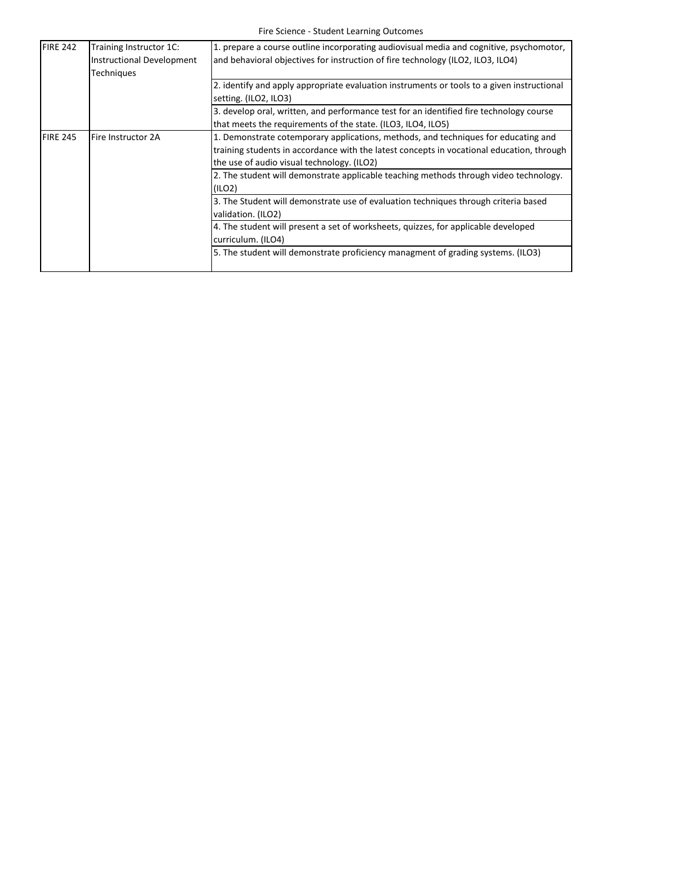| | | |
|---|---|---|
| FIRE 242 | Training Instructor 1C: Instructional Development Techniques | 1. prepare a course outline incorporating audiovisual media and cognitive, psychomotor, and behavioral objectives for instruction of fire technology (ILO2, ILO3, ILO4) |
| | | 2. identify and apply appropriate evaluation instruments or tools to a given instructional setting. (ILO2, ILO3) |
| | | 3. develop oral, written, and performance test for an identified fire technology course that meets the requirements of the state. (ILO3, ILO4, ILO5) |
| FIRE 245 | Fire Instructor 2A | 1. Demonstrate cotemporary applications, methods, and techniques for educating and training students in accordance with the latest concepts in vocational education, through the use of audio visual technology. (ILO2) |
| | | 2. The student will demonstrate applicable teaching methods through video technology. (ILO2) |
| | | 3. The Student will demonstrate use of evaluation techniques through criteria based validation. (ILO2) |
| | | 4. The student will present a set of worksheets, quizzes, for applicable developed curriculum. (ILO4) |
| | | 5. The student will demonstrate proficiency managment of grading systems. (ILO3) |